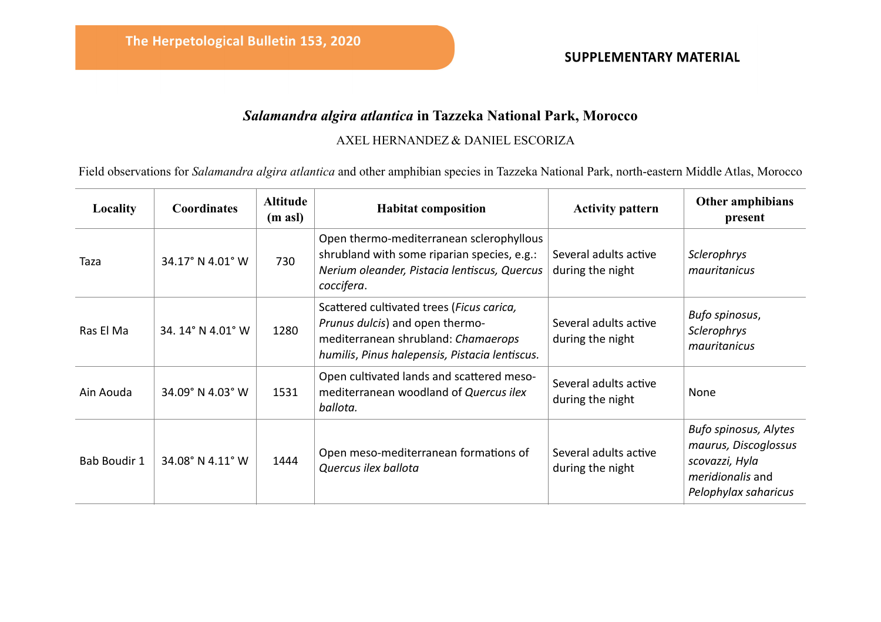**SUPPLEMENTARY MATERIAL**

# *Salamandra algira atlantica* in Tazzeka National Park, Morocco

AXEL HERNANDEZ & DANIEL ESCORIZA

Field observations for *Salamandra algira atlantica* and other amphibian species in Tazzeka National Park, north-eastern Middle Atlas, Morocco

| Locality | Coordinates | Altitude (m asl) | Habitat composition | Activity pattern | Other amphibians present |
|---|---|---|---|---|---|
| Taza | 34.17° N 4.01° W | 730 | Open thermo-mediterranean sclerophyllous shrubland with some riparian species, e.g.: *Nerium oleander, Pistacia lentiscus, Quercus coccifera*. | Several adults active during the night | *Sclerophrys mauritanicus* |
| Ras El Ma | 34. 14° N 4.01° W | 1280 | Scattered cultivated trees (*Ficus carica, Prunus dulcis*) and open thermo-mediterranean shrubland: *Chamaerops humilis, Pinus halepensis, Pistacia lentiscus.* | Several adults active during the night | *Bufo spinosus*, *Sclerophrys mauritanicus* |
| Ain Aouda | 34.09° N 4.03° W | 1531 | Open cultivated lands and scattered meso-mediterranean woodland of *Quercus ilex ballota.* | Several adults active during the night | None |
| Bab Boudir 1 | 34.08° N 4.11° W | 1444 | Open meso-mediterranean formations of *Quercus ilex ballota* | Several adults active during the night | *Bufo spinosus, Alytes maurus, Discoglossus scovazzi, Hyla meridionalis* and *Pelophylax saharicus* |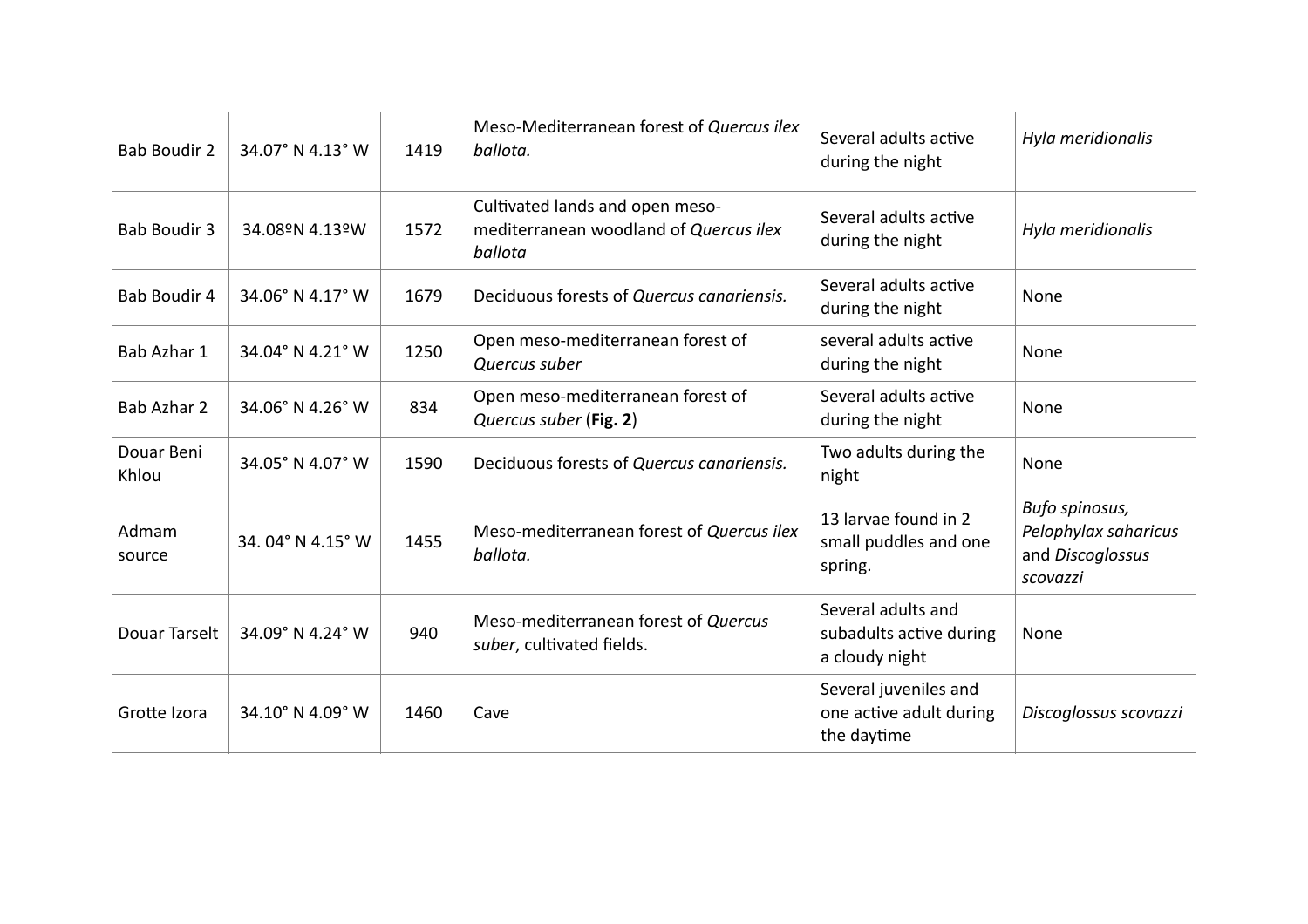| | | | | | |
|---|---|---|---|---|---|
| Bab Boudir 2 | 34.07° N 4.13° W | 1419 | Meso-Mediterranean forest of *Quercus ilex ballota.* | Several adults active during the night | *Hyla meridionalis* |
| Bab Boudir 3 | 34.08ºN 4.13ºW | 1572 | Cultivated lands and open meso-mediterranean woodland of *Quercus ilex ballota* | Several adults active during the night | *Hyla meridionalis* |
| Bab Boudir 4 | 34.06° N 4.17° W | 1679 | Deciduous forests of *Quercus canariensis.* | Several adults active during the night | None |
| Bab Azhar 1 | 34.04° N 4.21° W | 1250 | Open meso-mediterranean forest of *Quercus suber* | several adults active during the night | None |
| Bab Azhar 2 | 34.06° N 4.26° W | 834 | Open meso-mediterranean forest of *Quercus suber* (**Fig. 2**) | Several adults active during the night | None |
| Douar Beni Khlou | 34.05° N 4.07° W | 1590 | Deciduous forests of *Quercus canariensis.* | Two adults during the night | None |
| Admam source | 34. 04° N 4.15° W | 1455 | Meso-mediterranean forest of *Quercus ilex ballota.* | 13 larvae found in 2 small puddles and one spring. | *Bufo spinosus, Pelophylax saharicus* and *Discoglossus scovazzi* |
| Douar Tarselt | 34.09° N 4.24° W | 940 | Meso-mediterranean forest of *Quercus suber*, cultivated fields. | Several adults and subadults active during a cloudy night | None |
| Grotte Izora | 34.10° N 4.09° W | 1460 | Cave | Several juveniles and one active adult during the daytime | *Discoglossus scovazzi* |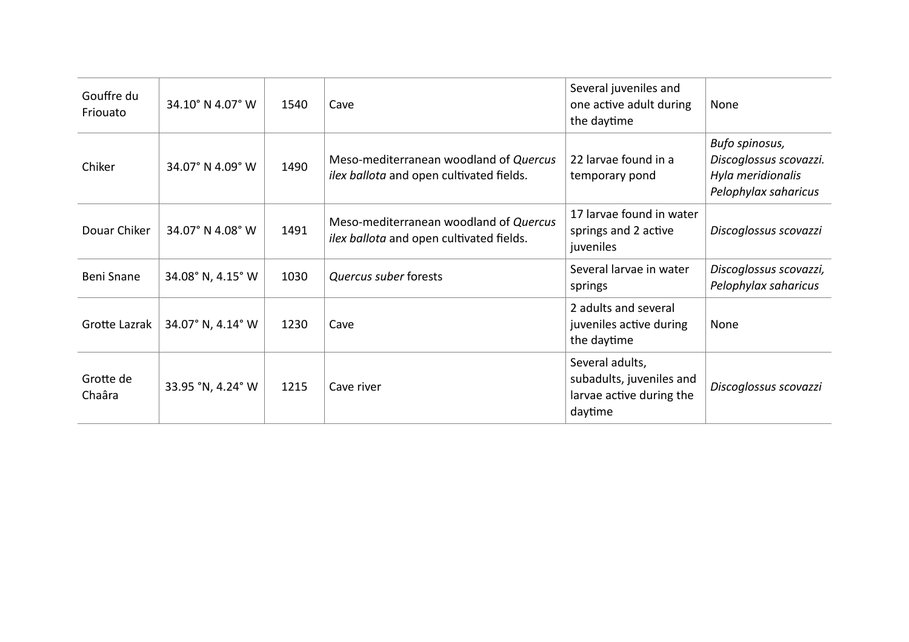| | | | | | |
|---|---|---|---|---|---|
| Gouffre du Friouato | 34.10° N 4.07° W | 1540 | Cave | Several juveniles and one active adult during the daytime | None |
| Chiker | 34.07° N 4.09° W | 1490 | Meso-mediterranean woodland of *Quercus ilex ballota* and open cultivated fields. | 22 larvae found in a temporary pond | *Bufo spinosus, Discoglossus scovazzi. Hyla meridionalis Pelophylax saharicus* |
| Douar Chiker | 34.07° N 4.08° W | 1491 | Meso-mediterranean woodland of *Quercus ilex ballota* and open cultivated fields. | 17 larvae found in water springs and 2 active juveniles | *Discoglossus scovazzi* |
| Beni Snane | 34.08° N, 4.15° W | 1030 | *Quercus suber* forests | Several larvae in water springs | *Discoglossus scovazzi, Pelophylax saharicus* |
| Grotte Lazrak | 34.07° N, 4.14° W | 1230 | Cave | 2 adults and several juveniles active during the daytime | None |
| Grotte de Chaâra | 33.95 °N, 4.24° W | 1215 | Cave river | Several adults, subadults, juveniles and larvae active during the daytime | *Discoglossus scovazzi* |